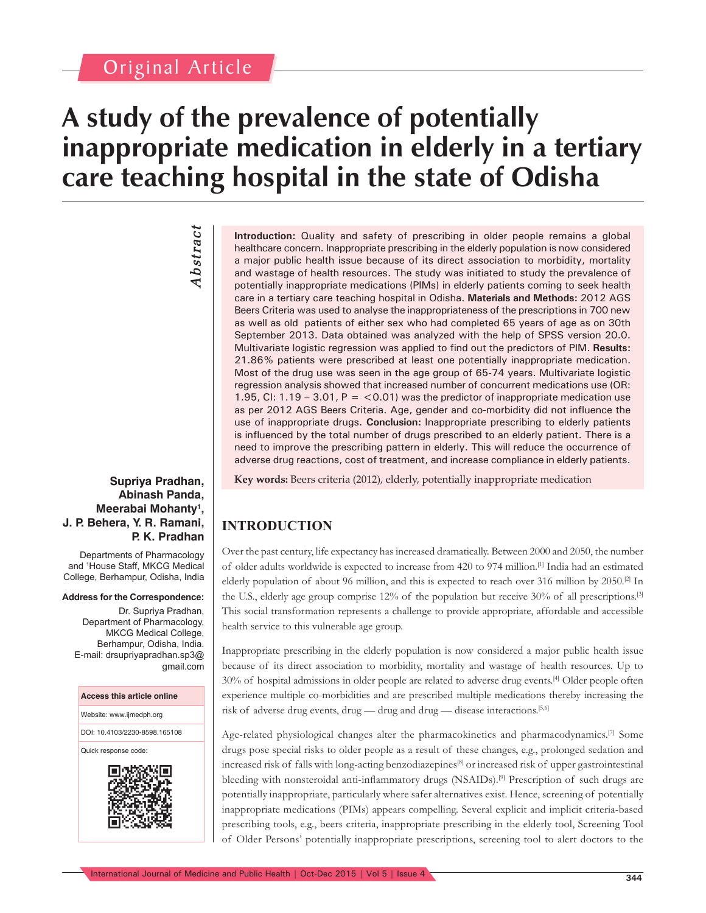Original Article

# A study of the prevalence of potentially inappropriate medication in elderly in a tertiary care teaching hospital in the state of Odisha

**Supriya Pradhan, Abinash Panda, Meerabai Mohanty[1], J. P. Behera, Y. R. Ramani, P. K. Pradhan**

Departments of Pharmacology and [1]House Staff, MKCG Medical College, Berhampur, Odisha, India

**Address for the Correspondence:**
Dr. Supriya Pradhan, Department of Pharmacology, MKCG Medical College, Berhampur, Odisha, India. E-mail: drsupriyapradhan.sp3@gmail.com

| Access this article online |
| --- |
| Website: www.ijmedph.org |
| DOI: 10.4103/2230-8598.165108 |
| Quick response code: |

## *Abstract*

**Introduction:** Quality and safety of prescribing in older people remains a global healthcare concern. Inappropriate prescribing in the elderly population is now considered a major public health issue because of its direct association to morbidity, mortality and wastage of health resources. The study was initiated to study the prevalence of potentially inappropriate medications (PIMs) in elderly patients coming to seek health care in a tertiary care teaching hospital in Odisha. **Materials and Methods:** 2012 AGS Beers Criteria was used to analyse the inappropriateness of the prescriptions in 700 new as well as old patients of either sex who had completed 65 years of age as on 30th September 2013. Data obtained was analyzed with the help of SPSS version 20.0. Multivariate logistic regression was applied to find out the predictors of PIM. **Results:** 21.86% patients were prescribed at least one potentially inappropriate medication. Most of the drug use was seen in the age group of 65-74 years. Multivariate logistic regression analysis showed that increased number of concurrent medications use (OR: 1.95, CI: 1.19 – 3.01, P = <0.01) was the predictor of inappropriate medication use as per 2012 AGS Beers Criteria. Age, gender and co-morbidity did not influence the use of inappropriate drugs. **Conclusion:** Inappropriate prescribing to elderly patients is influenced by the total number of drugs prescribed to an elderly patient. There is a need to improve the prescribing pattern in elderly. This will reduce the occurrence of adverse drug reactions, cost of treatment, and increase compliance in elderly patients.

**Key words:** Beers criteria (2012), elderly, potentially inappropriate medication

## INTRODUCTION

Over the past century, life expectancy has increased dramatically. Between 2000 and 2050, the number of older adults worldwide is expected to increase from 420 to 974 million.[1] India had an estimated elderly population of about 96 million, and this is expected to reach over 316 million by 2050.[2] In the U.S., elderly age group comprise 12% of the population but receive 30% of all prescriptions.[3] This social transformation represents a challenge to provide appropriate, affordable and accessible health service to this vulnerable age group.

Inappropriate prescribing in the elderly population is now considered a major public health issue because of its direct association to morbidity, mortality and wastage of health resources. Up to 30% of hospital admissions in older people are related to adverse drug events.[4] Older people often experience multiple co-morbidities and are prescribed multiple medications thereby increasing the risk of adverse drug events, drug — drug and drug — disease interactions.[5,6]

Age-related physiological changes alter the pharmacokinetics and pharmacodynamics.[7] Some drugs pose special risks to older people as a result of these changes, e.g., prolonged sedation and increased risk of falls with long-acting benzodiazepines[8] or increased risk of upper gastrointestinal bleeding with nonsteroidal anti-inflammatory drugs (NSAIDs).[9] Prescription of such drugs are potentially inappropriate, particularly where safer alternatives exist. Hence, screening of potentially inappropriate medications (PIMs) appears compelling. Several explicit and implicit criteria-based prescribing tools, e.g., beers criteria, inappropriate prescribing in the elderly tool, Screening Tool of Older Persons' potentially inappropriate prescriptions, screening tool to alert doctors to the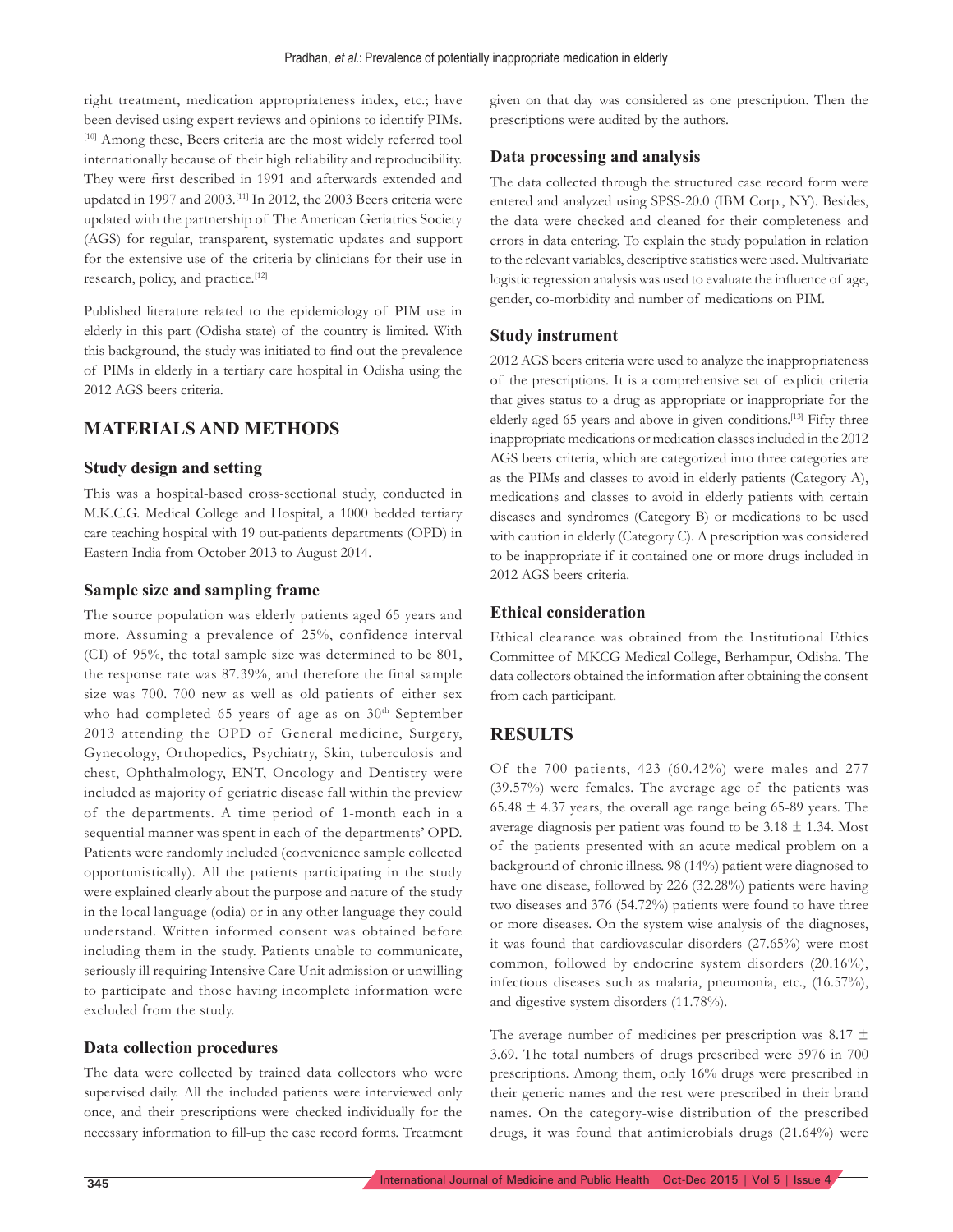right treatment, medication appropriateness index, etc.; have been devised using expert reviews and opinions to identify PIMs.[10] Among these, Beers criteria are the most widely referred tool internationally because of their high reliability and reproducibility. They were first described in 1991 and afterwards extended and updated in 1997 and 2003.[11] In 2012, the 2003 Beers criteria were updated with the partnership of The American Geriatrics Society (AGS) for regular, transparent, systematic updates and support for the extensive use of the criteria by clinicians for their use in research, policy, and practice.[12]

Published literature related to the epidemiology of PIM use in elderly in this part (Odisha state) of the country is limited. With this background, the study was initiated to find out the prevalence of PIMs in elderly in a tertiary care hospital in Odisha using the 2012 AGS beers criteria.

## MATERIALS AND METHODS

### Study design and setting

This was a hospital-based cross-sectional study, conducted in M.K.C.G. Medical College and Hospital, a 1000 bedded tertiary care teaching hospital with 19 out-patients departments (OPD) in Eastern India from October 2013 to August 2014.

### Sample size and sampling frame

The source population was elderly patients aged 65 years and more. Assuming a prevalence of 25%, confidence interval (CI) of 95%, the total sample size was determined to be 801, the response rate was 87.39%, and therefore the final sample size was 700. 700 new as well as old patients of either sex who had completed 65 years of age as on 30th September 2013 attending the OPD of General medicine, Surgery, Gynecology, Orthopedics, Psychiatry, Skin, tuberculosis and chest, Ophthalmology, ENT, Oncology and Dentistry were included as majority of geriatric disease fall within the preview of the departments. A time period of 1-month each in a sequential manner was spent in each of the departments' OPD. Patients were randomly included (convenience sample collected opportunistically). All the patients participating in the study were explained clearly about the purpose and nature of the study in the local language (odia) or in any other language they could understand. Written informed consent was obtained before including them in the study. Patients unable to communicate, seriously ill requiring Intensive Care Unit admission or unwilling to participate and those having incomplete information were excluded from the study.

### Data collection procedures

The data were collected by trained data collectors who were supervised daily. All the included patients were interviewed only once, and their prescriptions were checked individually for the necessary information to fill-up the case record forms. Treatment given on that day was considered as one prescription. Then the prescriptions were audited by the authors.

### Data processing and analysis

The data collected through the structured case record form were entered and analyzed using SPSS-20.0 (IBM Corp., NY). Besides, the data were checked and cleaned for their completeness and errors in data entering. To explain the study population in relation to the relevant variables, descriptive statistics were used. Multivariate logistic regression analysis was used to evaluate the influence of age, gender, co-morbidity and number of medications on PIM.

### Study instrument

2012 AGS beers criteria were used to analyze the inappropriateness of the prescriptions. It is a comprehensive set of explicit criteria that gives status to a drug as appropriate or inappropriate for the elderly aged 65 years and above in given conditions.[13] Fifty-three inappropriate medications or medication classes included in the 2012 AGS beers criteria, which are categorized into three categories are as the PIMs and classes to avoid in elderly patients (Category A), medications and classes to avoid in elderly patients with certain diseases and syndromes (Category B) or medications to be used with caution in elderly (Category C). A prescription was considered to be inappropriate if it contained one or more drugs included in 2012 AGS beers criteria.

### Ethical consideration

Ethical clearance was obtained from the Institutional Ethics Committee of MKCG Medical College, Berhampur, Odisha. The data collectors obtained the information after obtaining the consent from each participant.

## RESULTS

Of the 700 patients, 423 (60.42%) were males and 277 (39.57%) were females. The average age of the patients was 65.48 ± 4.37 years, the overall age range being 65-89 years. The average diagnosis per patient was found to be 3.18 ± 1.34. Most of the patients presented with an acute medical problem on a background of chronic illness. 98 (14%) patient were diagnosed to have one disease, followed by 226 (32.28%) patients were having two diseases and 376 (54.72%) patients were found to have three or more diseases. On the system wise analysis of the diagnoses, it was found that cardiovascular disorders (27.65%) were most common, followed by endocrine system disorders (20.16%), infectious diseases such as malaria, pneumonia, etc., (16.57%), and digestive system disorders (11.78%).

The average number of medicines per prescription was 8.17 ± 3.69. The total numbers of drugs prescribed were 5976 in 700 prescriptions. Among them, only 16% drugs were prescribed in their generic names and the rest were prescribed in their brand names. On the category-wise distribution of the prescribed drugs, it was found that antimicrobials drugs (21.64%) were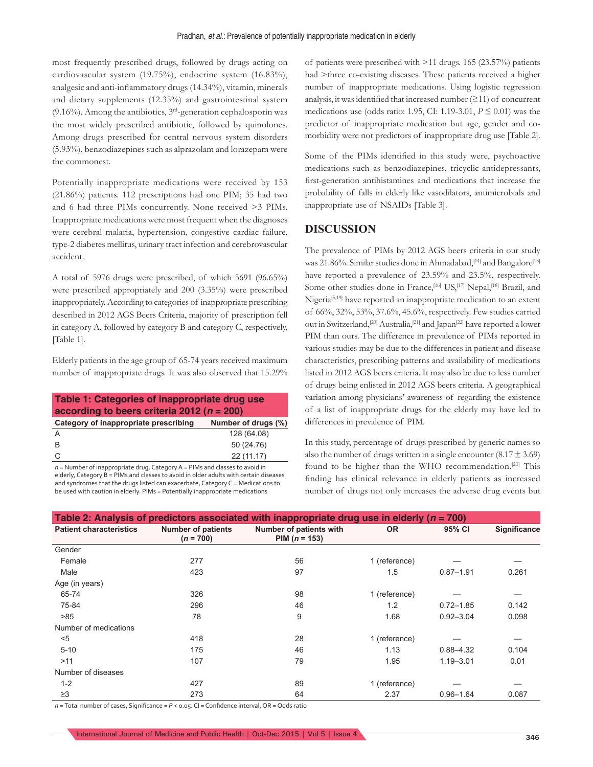most frequently prescribed drugs, followed by drugs acting on cardiovascular system (19.75%), endocrine system (16.83%), analgesic and anti-inflammatory drugs (14.34%), vitamin, minerals and dietary supplements (12.35%) and gastrointestinal system (9.16%). Among the antibiotics, 3rd-generation cephalosporin was the most widely prescribed antibiotic, followed by quinolones. Among drugs prescribed for central nervous system disorders (5.93%), benzodiazepines such as alprazolam and lorazepam were the commonest.

Potentially inappropriate medications were received by 153 (21.86%) patients. 112 prescriptions had one PIM; 35 had two and 6 had three PIMs concurrently. None received >3 PIMs. Inappropriate medications were most frequent when the diagnoses were cerebral malaria, hypertension, congestive cardiac failure, type-2 diabetes mellitus, urinary tract infection and cerebrovascular accident.

A total of 5976 drugs were prescribed, of which 5691 (96.65%) were prescribed appropriately and 200 (3.35%) were prescribed inappropriately. According to categories of inappropriate prescribing described in 2012 AGS Beers Criteria, majority of prescription fell in category A, followed by category B and category C, respectively, [Table 1].

Elderly patients in the age group of 65-74 years received maximum number of inappropriate drugs. It was also observed that 15.29% of patients were prescribed with >11 drugs. 165 (23.57%) patients had >three co-existing diseases. These patients received a higher number of inappropriate medications. Using logistic regression analysis, it was identified that increased number (≥11) of concurrent medications use (odds ratio: 1.95, CI: 1.19-3.01, $P \leq 0.01$) was the predictor of inappropriate medication but age, gender and co-morbidity were not predictors of inappropriate drug use [Table 2].

**Table 1: Categories of inappropriate drug use according to beers criteria 2012 ($n$ = 200)**

| Category of inappropriate prescribing | Number of drugs (%) |
|---|---|
| A | 128 (64.08) |
| B | 50 (24.76) |
| C | 22 (11.17) |

$n$ = Number of inappropriate drug, Category A = PIMs and classes to avoid in elderly, Category B = PIMs and classes to avoid in older adults with certain diseases and syndromes that the drugs listed can exacerbate, Category C = Medications to be used with caution in elderly. PIMs = Potentially inappropriate medications

Some of the PIMs identified in this study were, psychoactive medications such as benzodiazepines, tricyclic-antidepressants, first-generation antihistamines and medications that increase the probability of falls in elderly like vasodilators, antimicrobials and inappropriate use of NSAIDs [Table 3].

## DISCUSSION

The prevalence of PIMs by 2012 AGS beers criteria in our study was 21.86%. Similar studies done in Ahmadabad,[14] and Bangalore[15] have reported a prevalence of 23.59% and 23.5%, respectively. Some other studies done in France,[16] US,[17] Nepal,[18] Brazil, and Nigeria[5,19] have reported an inappropriate medication to an extent of 66%, 32%, 53%, 37.6%, 45.6%, respectively. Few studies carried out in Switzerland,[20] Australia,[21] and Japan[22] have reported a lower PIM than ours. The difference in prevalence of PIMs reported in various studies may be due to the differences in patient and disease characteristics, prescribing patterns and availability of medications listed in 2012 AGS beers criteria. It may also be due to less number of drugs being enlisted in 2012 AGS beers criteria. A geographical variation among physicians' awareness of regarding the existence of a list of inappropriate drugs for the elderly may have led to differences in prevalence of PIM.

In this study, percentage of drugs prescribed by generic names so also the number of drugs written in a single encounter (8.17 ± 3.69) found to be higher than the WHO recommendation.[23] This finding has clinical relevance in elderly patients as increased number of drugs not only increases the adverse drug events but

**Table 2: Analysis of predictors associated with inappropriate drug use in elderly ($n$ = 700)**

| Patient characteristics | Number of patients ($n$ = 700) | Number of patients with PIM ($n$ = 153) | OR | 95% CI | Significance |
|---|---|---|---|---|---|
| Gender | | | | | |
| Female | 277 | 56 | 1 (reference) | — | — |
| Male | 423 | 97 | 1.5 | 0.87–1.91 | 0.261 |
| Age (in years) | | | | | |
| 65-74 | 326 | 98 | 1 (reference) | — | — |
| 75-84 | 296 | 46 | 1.2 | 0.72–1.85 | 0.142 |
| >85 | 78 | 9 | 1.68 | 0.92–3.04 | 0.098 |
| Number of medications | | | | | |
| <5 | 418 | 28 | 1 (reference) | — | — |
| 5-10 | 175 | 46 | 1.13 | 0.88–4.32 | 0.104 |
| >11 | 107 | 79 | 1.95 | 1.19–3.01 | 0.01 |
| Number of diseases | | | | | |
| 1-2 | 427 | 89 | 1 (reference) | — | — |
| ≥3 | 273 | 64 | 2.37 | 0.96–1.64 | 0.087 |

$n$ = Total number of cases, Significance = $P < 0.05$. CI = Confidence interval, OR = Odds ratio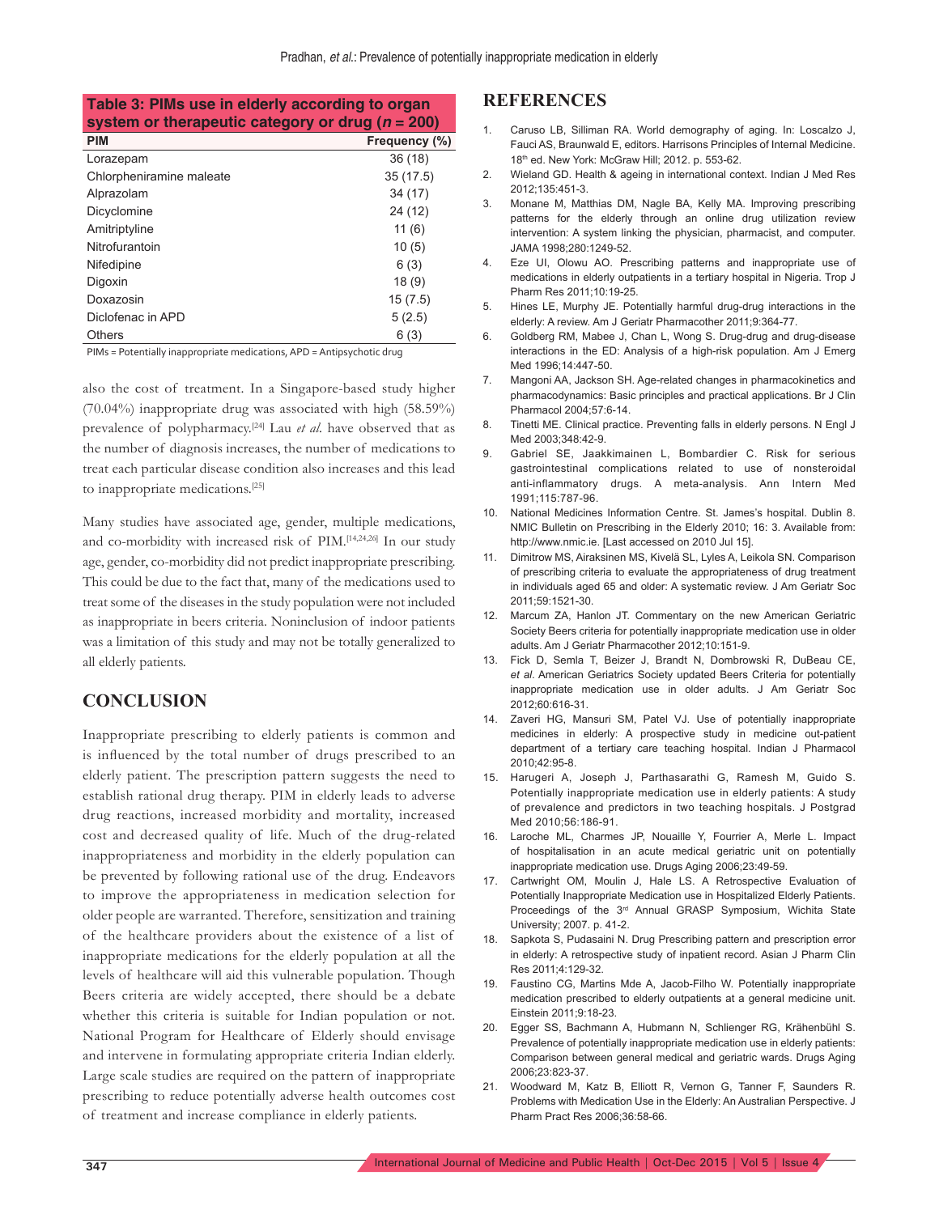**Table 3: PIMs use in elderly according to organ system or therapeutic category or drug (*n* = 200)**

| PIM | Frequency (%) |
|---|---|
| Lorazepam | 36 (18) |
| Chlorpheniramine maleate | 35 (17.5) |
| Alprazolam | 34 (17) |
| Dicyclomine | 24 (12) |
| Amitriptyline | 11 (6) |
| Nitrofurantoin | 10 (5) |
| Nifedipine | 6 (3) |
| Digoxin | 18 (9) |
| Doxazosin | 15 (7.5) |
| Diclofenac in APD | 5 (2.5) |
| Others | 6 (3) |

PIMs = Potentially inappropriate medications, APD = Antipsychotic drug

also the cost of treatment. In a Singapore-based study higher (70.04%) inappropriate drug was associated with high (58.59%) prevalence of polypharmacy.[24] Lau *et al*. have observed that as the number of diagnosis increases, the number of medications to treat each particular disease condition also increases and this lead to inappropriate medications.[25]

Many studies have associated age, gender, multiple medications, and co-morbidity with increased risk of PIM.[14,24,26] In our study age, gender, co-morbidity did not predict inappropriate prescribing. This could be due to the fact that, many of the medications used to treat some of the diseases in the study population were not included as inappropriate in beers criteria. Noninclusion of indoor patients was a limitation of this study and may not be totally generalized to all elderly patients.

## CONCLUSION

Inappropriate prescribing to elderly patients is common and is influenced by the total number of drugs prescribed to an elderly patient. The prescription pattern suggests the need to establish rational drug therapy. PIM in elderly leads to adverse drug reactions, increased morbidity and mortality, increased cost and decreased quality of life. Much of the drug-related inappropriateness and morbidity in the elderly population can be prevented by following rational use of the drug. Endeavors to improve the appropriateness in medication selection for older people are warranted. Therefore, sensitization and training of the healthcare providers about the existence of a list of inappropriate medications for the elderly population at all the levels of healthcare will aid this vulnerable population. Though Beers criteria are widely accepted, there should be a debate whether this criteria is suitable for Indian population or not. National Program for Healthcare of Elderly should envisage and intervene in formulating appropriate criteria Indian elderly. Large scale studies are required on the pattern of inappropriate prescribing to reduce potentially adverse health outcomes cost of treatment and increase compliance in elderly patients.

## REFERENCES

1. Caruso LB, Silliman RA. World demography of aging. In: Loscalzo J, Fauci AS, Braunwald E, editors. Harrisons Principles of Internal Medicine. 18th ed. New York: McGraw Hill; 2012. p. 553-62.
2. Wieland GD. Health & ageing in international context. Indian J Med Res 2012;135:451-3.
3. Monane M, Matthias DM, Nagle BA, Kelly MA. Improving prescribing patterns for the elderly through an online drug utilization review intervention: A system linking the physician, pharmacist, and computer. JAMA 1998;280:1249-52.
4. Eze UI, Olowu AO. Prescribing patterns and inappropriate use of medications in elderly outpatients in a tertiary hospital in Nigeria. Trop J Pharm Res 2011;10:19-25.
5. Hines LE, Murphy JE. Potentially harmful drug-drug interactions in the elderly: A review. Am J Geriatr Pharmacother 2011;9:364-77.
6. Goldberg RM, Mabee J, Chan L, Wong S. Drug-drug and drug-disease interactions in the ED: Analysis of a high-risk population. Am J Emerg Med 1996;14:447-50.
7. Mangoni AA, Jackson SH. Age-related changes in pharmacokinetics and pharmacodynamics: Basic principles and practical applications. Br J Clin Pharmacol 2004;57:6-14.
8. Tinetti ME. Clinical practice. Preventing falls in elderly persons. N Engl J Med 2003;348:42-9.
9. Gabriel SE, Jaakkimainen L, Bombardier C. Risk for serious gastrointestinal complications related to use of nonsteroidal anti-inflammatory drugs. A meta-analysis. Ann Intern Med 1991;115:787-96.
10. National Medicines Information Centre. St. James's hospital. Dublin 8. NMIC Bulletin on Prescribing in the Elderly 2010; 16: 3. Available from: http://www.nmic.ie. [Last accessed on 2010 Jul 15].
11. Dimitrow MS, Airaksinen MS, Kivelä SL, Lyles A, Leikola SN. Comparison of prescribing criteria to evaluate the appropriateness of drug treatment in individuals aged 65 and older: A systematic review. J Am Geriatr Soc 2011;59:1521-30.
12. Marcum ZA, Hanlon JT. Commentary on the new American Geriatric Society Beers criteria for potentially inappropriate medication use in older adults. Am J Geriatr Pharmacother 2012;10:151-9.
13. Fick D, Semla T, Beizer J, Brandt N, Dombrowski R, DuBeau CE, *et al*. American Geriatrics Society updated Beers Criteria for potentially inappropriate medication use in older adults. J Am Geriatr Soc 2012;60:616-31.
14. Zaveri HG, Mansuri SM, Patel VJ. Use of potentially inappropriate medicines in elderly: A prospective study in medicine out-patient department of a tertiary care teaching hospital. Indian J Pharmacol 2010;42:95-8.
15. Harugeri A, Joseph J, Parthasarathi G, Ramesh M, Guido S. Potentially inappropriate medication use in elderly patients: A study of prevalence and predictors in two teaching hospitals. J Postgrad Med 2010;56:186-91.
16. Laroche ML, Charmes JP, Nouaille Y, Fourrier A, Merle L. Impact of hospitalisation in an acute medical geriatric unit on potentially inappropriate medication use. Drugs Aging 2006;23:49-59.
17. Cartwright OM, Moulin J, Hale LS. A Retrospective Evaluation of Potentially Inappropriate Medication use in Hospitalized Elderly Patients. Proceedings of the 3rd Annual GRASP Symposium, Wichita State University; 2007. p. 41-2.
18. Sapkota S, Pudasaini N. Drug Prescribing pattern and prescription error in elderly: A retrospective study of inpatient record. Asian J Pharm Clin Res 2011;4:129-32.
19. Faustino CG, Martins Mde A, Jacob-Filho W. Potentially inappropriate medication prescribed to elderly outpatients at a general medicine unit. Einstein 2011;9:18-23.
20. Egger SS, Bachmann A, Hubmann N, Schlienger RG, Krähenbühl S. Prevalence of potentially inappropriate medication use in elderly patients: Comparison between general medical and geriatric wards. Drugs Aging 2006;23:823-37.
21. Woodward M, Katz B, Elliott R, Vernon G, Tanner F, Saunders R. Problems with Medication Use in the Elderly: An Australian Perspective. J Pharm Pract Res 2006;36:58-66.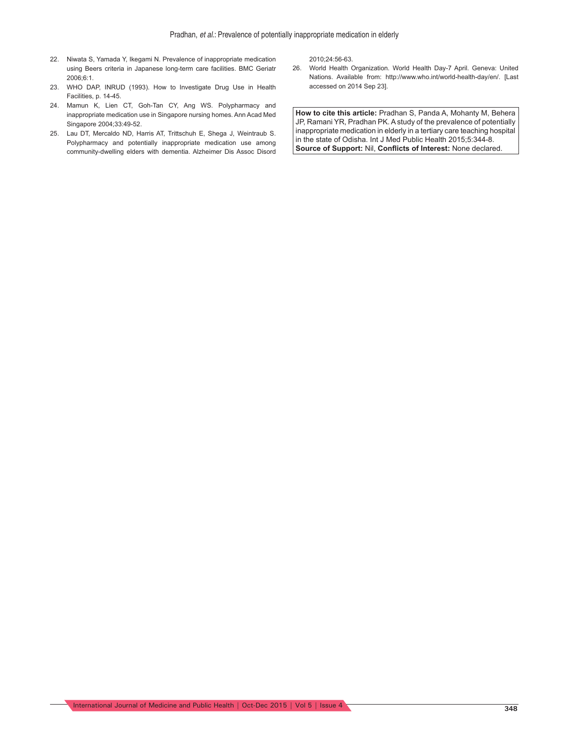22. Niwata S, Yamada Y, Ikegami N. Prevalence of inappropriate medication using Beers criteria in Japanese long-term care facilities. BMC Geriatr 2006;6:1.
23. WHO DAP, INRUD (1993). How to Investigate Drug Use in Health Facilities, p. 14-45.
24. Mamun K, Lien CT, Goh-Tan CY, Ang WS. Polypharmacy and inappropriate medication use in Singapore nursing homes. Ann Acad Med Singapore 2004;33:49-52.
25. Lau DT, Mercaldo ND, Harris AT, Trittschuh E, Shega J, Weintraub S. Polypharmacy and potentially inappropriate medication use among community-dwelling elders with dementia. Alzheimer Dis Assoc Disord 2010;24:56-63.
26. World Health Organization. World Health Day-7 April. Geneva: United Nations. Available from: http://www.who.int/world-health-day/en/. [Last accessed on 2014 Sep 23].

**How to cite this article:** Pradhan S, Panda A, Mohanty M, Behera JP, Ramani YR, Pradhan PK. A study of the prevalence of potentially inappropriate medication in elderly in a tertiary care teaching hospital in the state of Odisha. Int J Med Public Health 2015;5:344-8.
**Source of Support:** Nil, **Conflicts of Interest:** None declared.